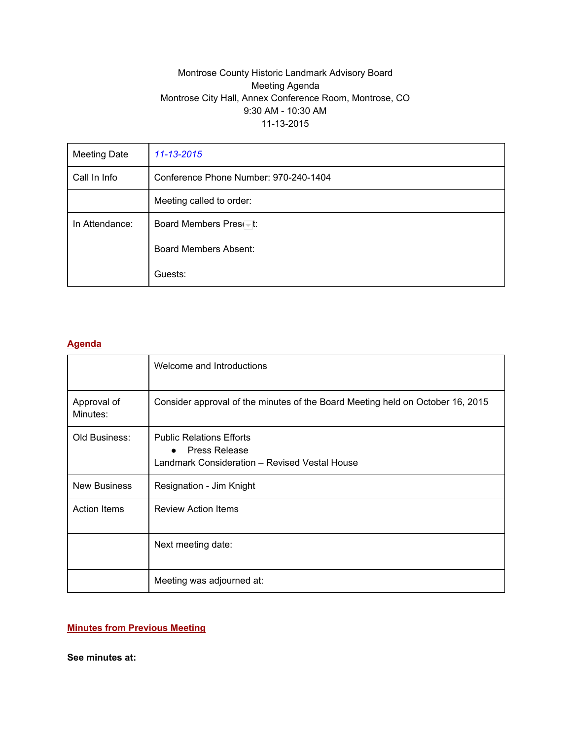Montrose County Historic Landmark Advisory Board
Meeting Agenda
Montrose City Hall, Annex Conference Room, Montrose, CO
9:30 AM - 10:30 AM
11-13-2015

| Meeting Date | *11-13-2015* |
|---|---|
| Call In Info | Conference Phone Number: 970-240-1404 |
| | Meeting called to order: |
| In Attendance: | Board Members Present:<br><br>Board Members Absent:<br><br>Guests: |

## Agenda

| | Welcome and Introductions |
|---|---|
| Approval of Minutes: | Consider approval of the minutes of the Board Meeting held on October 16, 2015 |
| Old Business: | Public Relations Efforts<br>• Press Release<br>Landmark Consideration – Revised Vestal House |
| New Business | Resignation - Jim Knight |
| Action Items | Review Action Items |
| | Next meeting date: |
| | Meeting was adjourned at: |

## Minutes from Previous Meeting

**See minutes at:**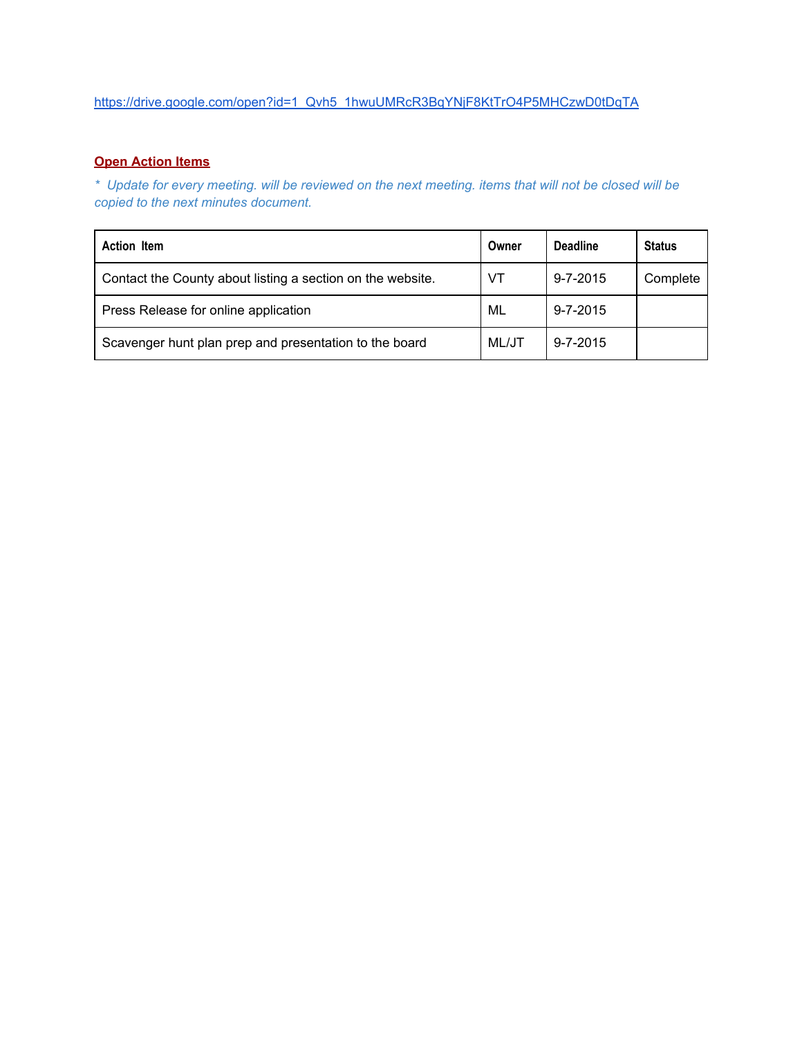https://drive.google.com/open?id=1_Qvh5_1hwuUMRcR3BqYNjF8KtTrO4P5MHCzwD0tDqTA

**Open Action Items**

*\* Update for every meeting. will be reviewed on the next meeting. items that will not be closed will be copied to the next minutes document.*

| Action Item | Owner | Deadline | Status |
|---|---|---|---|
| Contact the County about listing a section on the website. | VT | 9-7-2015 | Complete |
| Press Release for online application | ML | 9-7-2015 | |
| Scavenger hunt plan prep and presentation to the board | ML/JT | 9-7-2015 | |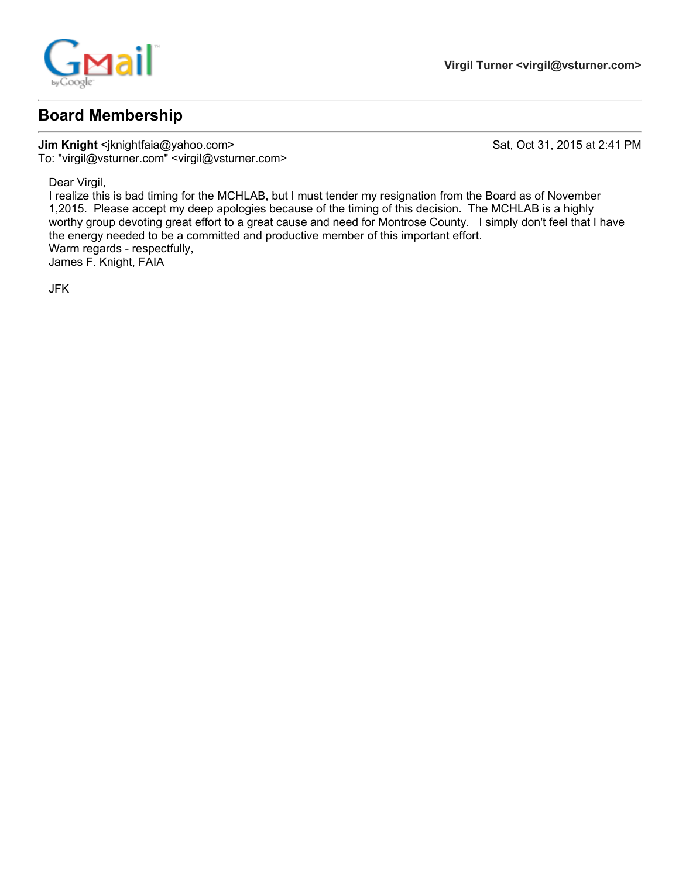**Virgil Turner <virgil@vsturner.com>**

# Board Membership

**Jim Knight** <jknightfaia@yahoo.com> Sat, Oct 31, 2015 at 2:41 PM
To: "virgil@vsturner.com" <virgil@vsturner.com>

Dear Virgil,
I realize this is bad timing for the MCHLAB, but I must tender my resignation from the Board as of November 1,2015. Please accept my deep apologies because of the timing of this decision. The MCHLAB is a highly worthy group devoting great effort to a great cause and need for Montrose County. I simply don't feel that I have the energy needed to be a committed and productive member of this important effort.
Warm regards - respectfully,
James F. Knight, FAIA

JFK